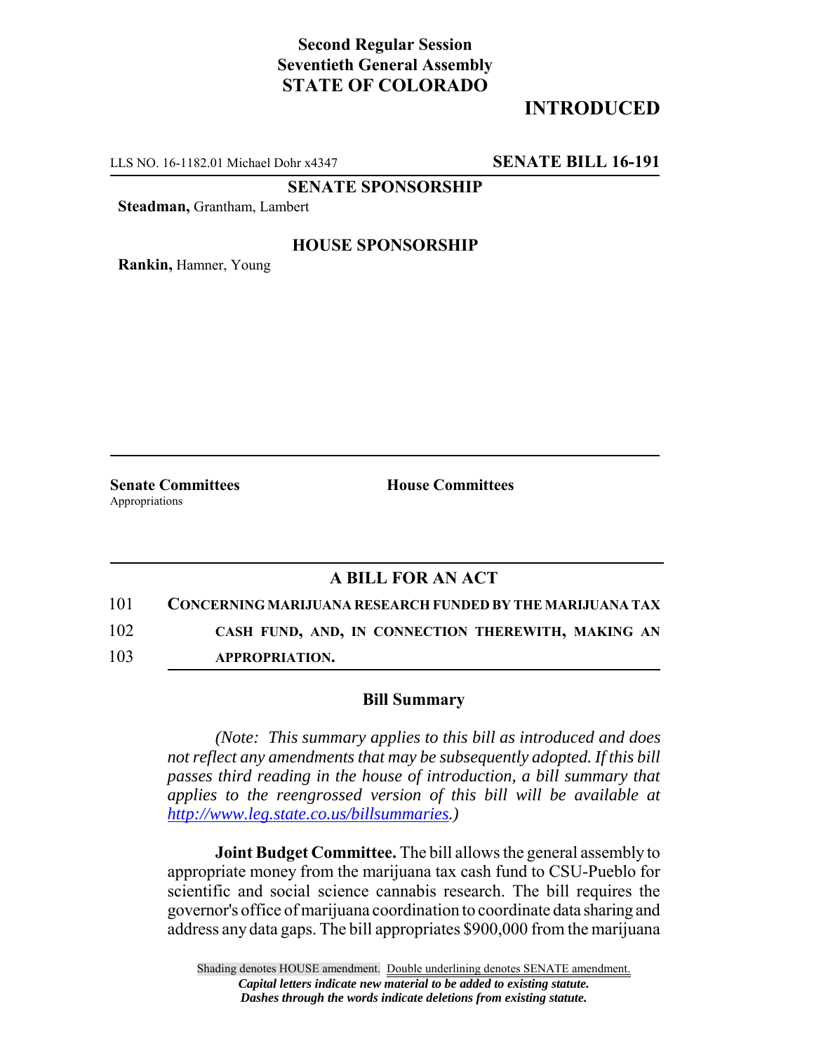**Second Regular Session**
**Seventieth General Assembly**
**STATE OF COLORADO**

# INTRODUCED

LLS NO. 16-1182.01 Michael Dohr x4347 **SENATE BILL 16-191**

**SENATE SPONSORSHIP**

**Steadman,** Grantham, Lambert

**HOUSE SPONSORSHIP**

**Rankin,** Hamner, Young

**Senate Committees**
Appropriations

**House Committees**

## A BILL FOR AN ACT

101 **CONCERNING MARIJUANA RESEARCH FUNDED BY THE MARIJUANA TAX**
102 **CASH FUND, AND, IN CONNECTION THEREWITH, MAKING AN**
103 **APPROPRIATION.**

### Bill Summary

*(Note: This summary applies to this bill as introduced and does not reflect any amendments that may be subsequently adopted. If this bill passes third reading in the house of introduction, a bill summary that applies to the reengrossed version of this bill will be available at http://www.leg.state.co.us/billsummaries.)*

**Joint Budget Committee.** The bill allows the general assembly to appropriate money from the marijuana tax cash fund to CSU-Pueblo for scientific and social science cannabis research. The bill requires the governor's office of marijuana coordination to coordinate data sharing and address any data gaps. The bill appropriates $900,000 from the marijuana

Shading denotes HOUSE amendment. Double underlining denotes SENATE amendment.
*Capital letters indicate new material to be added to existing statute.*
*Dashes through the words indicate deletions from existing statute.*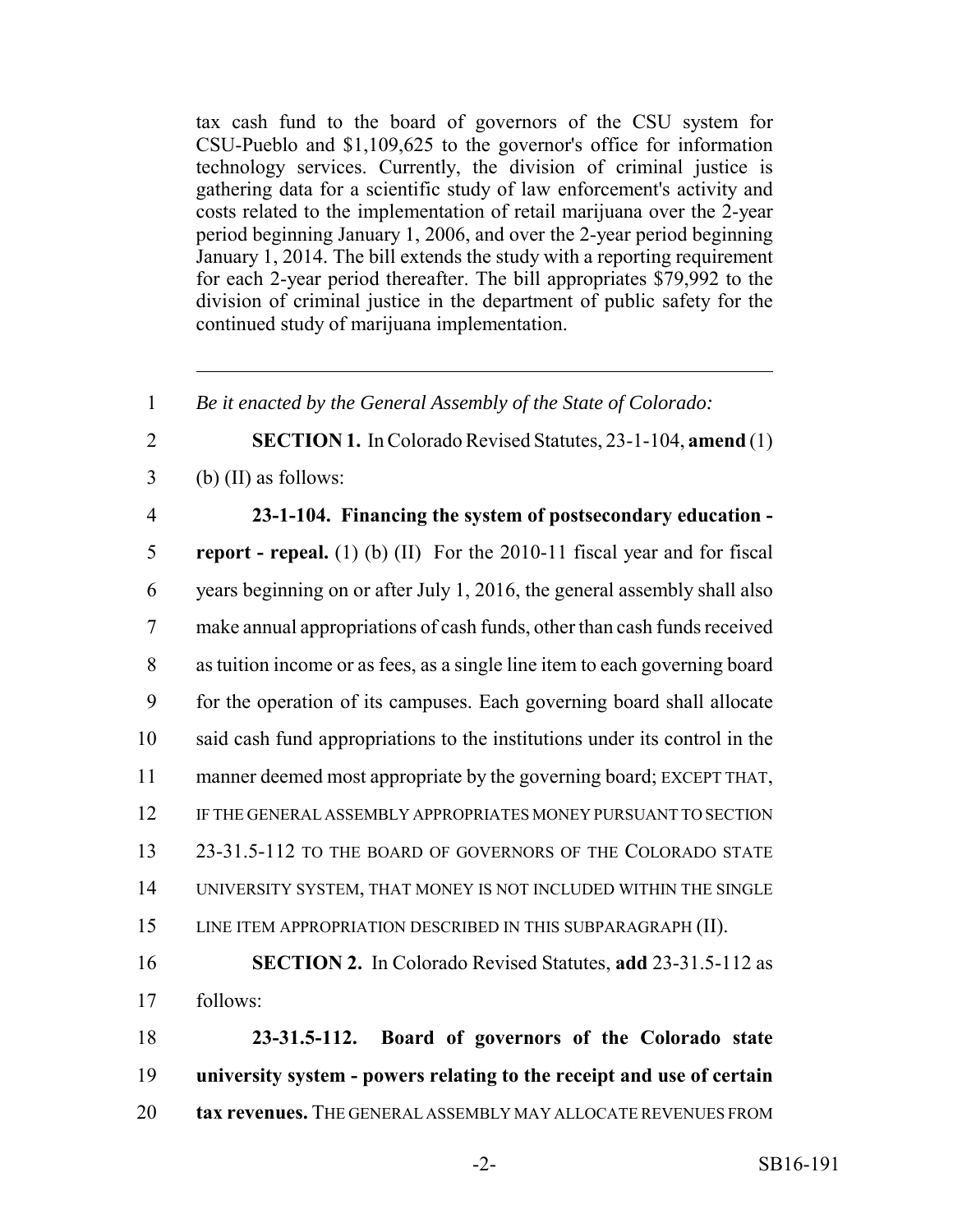tax cash fund to the board of governors of the CSU system for CSU-Pueblo and $1,109,625 to the governor's office for information technology services. Currently, the division of criminal justice is gathering data for a scientific study of law enforcement's activity and costs related to the implementation of retail marijuana over the 2-year period beginning January 1, 2006, and over the 2-year period beginning January 1, 2014. The bill extends the study with a reporting requirement for each 2-year period thereafter. The bill appropriates $79,992 to the division of criminal justice in the department of public safety for the continued study of marijuana implementation.

---

1 *Be it enacted by the General Assembly of the State of Colorado:*

2 **SECTION 1.** In Colorado Revised Statutes, 23-1-104, **amend** (1)
3 (b) (II) as follows:

4 **23-1-104. Financing the system of postsecondary education -**
5 **report - repeal.** (1) (b) (II) For the 2010-11 fiscal year and for fiscal
6 years beginning on or after July 1, 2016, the general assembly shall also
7 make annual appropriations of cash funds, other than cash funds received
8 as tuition income or as fees, as a single line item to each governing board
9 for the operation of its campuses. Each governing board shall allocate
10 said cash fund appropriations to the institutions under its control in the
11 manner deemed most appropriate by the governing board; EXCEPT THAT,
12 IF THE GENERAL ASSEMBLY APPROPRIATES MONEY PURSUANT TO SECTION
13 23-31.5-112 TO THE BOARD OF GOVERNORS OF THE COLORADO STATE
14 UNIVERSITY SYSTEM, THAT MONEY IS NOT INCLUDED WITHIN THE SINGLE
15 LINE ITEM APPROPRIATION DESCRIBED IN THIS SUBPARAGRAPH (II).

16 **SECTION 2.** In Colorado Revised Statutes, **add** 23-31.5-112 as
17 follows:

18 **23-31.5-112. Board of governors of the Colorado state**
19 **university system - powers relating to the receipt and use of certain**
20 **tax revenues.** THE GENERAL ASSEMBLY MAY ALLOCATE REVENUES FROM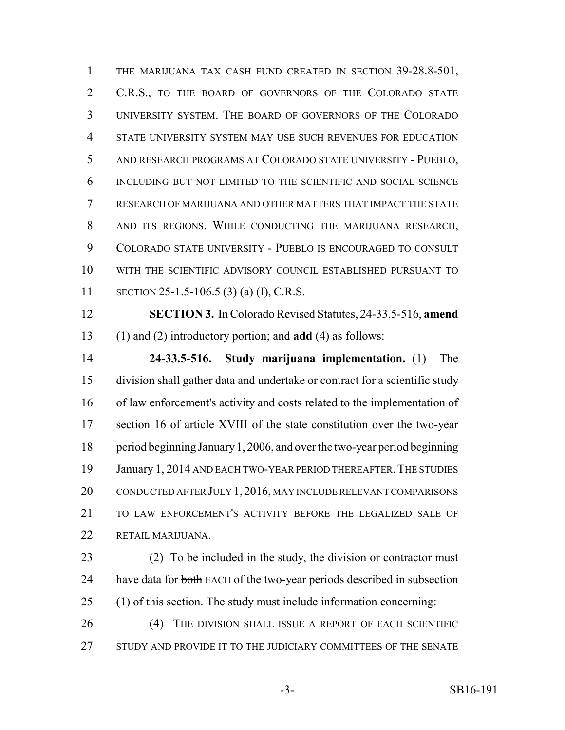THE MARIJUANA TAX CASH FUND CREATED IN SECTION 39-28.8-501, C.R.S., TO THE BOARD OF GOVERNORS OF THE COLORADO STATE UNIVERSITY SYSTEM. THE BOARD OF GOVERNORS OF THE COLORADO STATE UNIVERSITY SYSTEM MAY USE SUCH REVENUES FOR EDUCATION AND RESEARCH PROGRAMS AT COLORADO STATE UNIVERSITY - PUEBLO, INCLUDING BUT NOT LIMITED TO THE SCIENTIFIC AND SOCIAL SCIENCE RESEARCH OF MARIJUANA AND OTHER MATTERS THAT IMPACT THE STATE AND ITS REGIONS. WHILE CONDUCTING THE MARIJUANA RESEARCH, COLORADO STATE UNIVERSITY - PUEBLO IS ENCOURAGED TO CONSULT WITH THE SCIENTIFIC ADVISORY COUNCIL ESTABLISHED PURSUANT TO SECTION 25-1.5-106.5 (3) (a) (I), C.R.S.

**SECTION 3.** In Colorado Revised Statutes, 24-33.5-516, **amend** (1) and (2) introductory portion; and **add** (4) as follows:

**24-33.5-516. Study marijuana implementation.** (1) The division shall gather data and undertake or contract for a scientific study of law enforcement's activity and costs related to the implementation of section 16 of article XVIII of the state constitution over the two-year period beginning January 1, 2006, and over the two-year period beginning January 1, 2014 AND EACH TWO-YEAR PERIOD THEREAFTER. THE STUDIES CONDUCTED AFTER JULY 1, 2016, MAY INCLUDE RELEVANT COMPARISONS TO LAW ENFORCEMENT'S ACTIVITY BEFORE THE LEGALIZED SALE OF RETAIL MARIJUANA.

(2) To be included in the study, the division or contractor must have data for ~~both~~ EACH of the two-year periods described in subsection (1) of this section. The study must include information concerning:

(4) THE DIVISION SHALL ISSUE A REPORT OF EACH SCIENTIFIC STUDY AND PROVIDE IT TO THE JUDICIARY COMMITTEES OF THE SENATE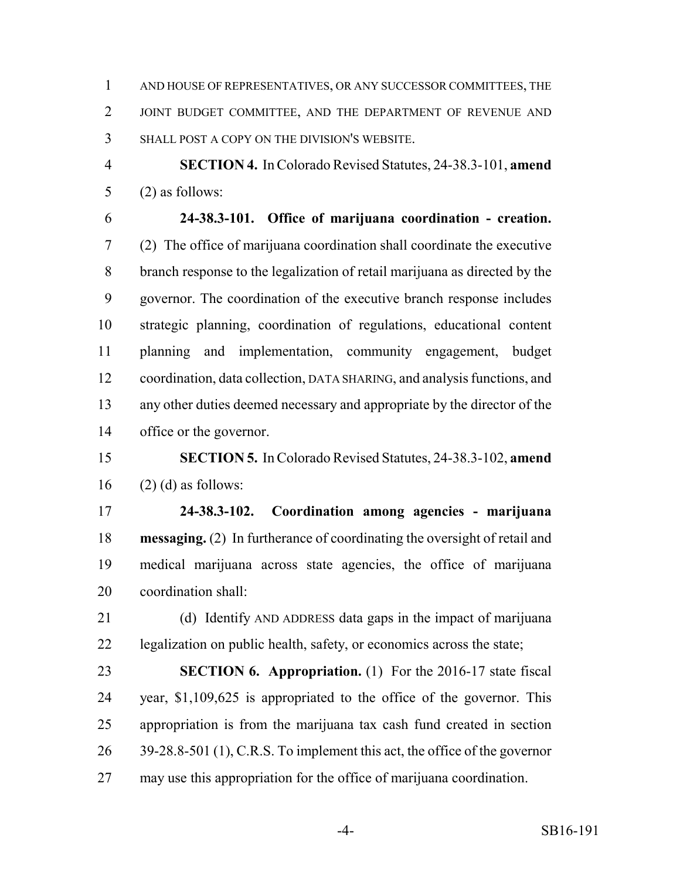AND HOUSE OF REPRESENTATIVES, OR ANY SUCCESSOR COMMITTEES, THE JOINT BUDGET COMMITTEE, AND THE DEPARTMENT OF REVENUE AND SHALL POST A COPY ON THE DIVISION'S WEBSITE.

**SECTION 4.** In Colorado Revised Statutes, 24-38.3-101, **amend** (2) as follows:

**24-38.3-101. Office of marijuana coordination - creation.** (2) The office of marijuana coordination shall coordinate the executive branch response to the legalization of retail marijuana as directed by the governor. The coordination of the executive branch response includes strategic planning, coordination of regulations, educational content planning and implementation, community engagement, budget coordination, data collection, DATA SHARING, and analysis functions, and any other duties deemed necessary and appropriate by the director of the office or the governor.

**SECTION 5.** In Colorado Revised Statutes, 24-38.3-102, **amend** (2) (d) as follows:

**24-38.3-102. Coordination among agencies - marijuana messaging.** (2) In furtherance of coordinating the oversight of retail and medical marijuana across state agencies, the office of marijuana coordination shall:

(d) Identify AND ADDRESS data gaps in the impact of marijuana legalization on public health, safety, or economics across the state;

**SECTION 6. Appropriation.** (1) For the 2016-17 state fiscal year, $1,109,625 is appropriated to the office of the governor. This appropriation is from the marijuana tax cash fund created in section 39-28.8-501 (1), C.R.S. To implement this act, the office of the governor may use this appropriation for the office of marijuana coordination.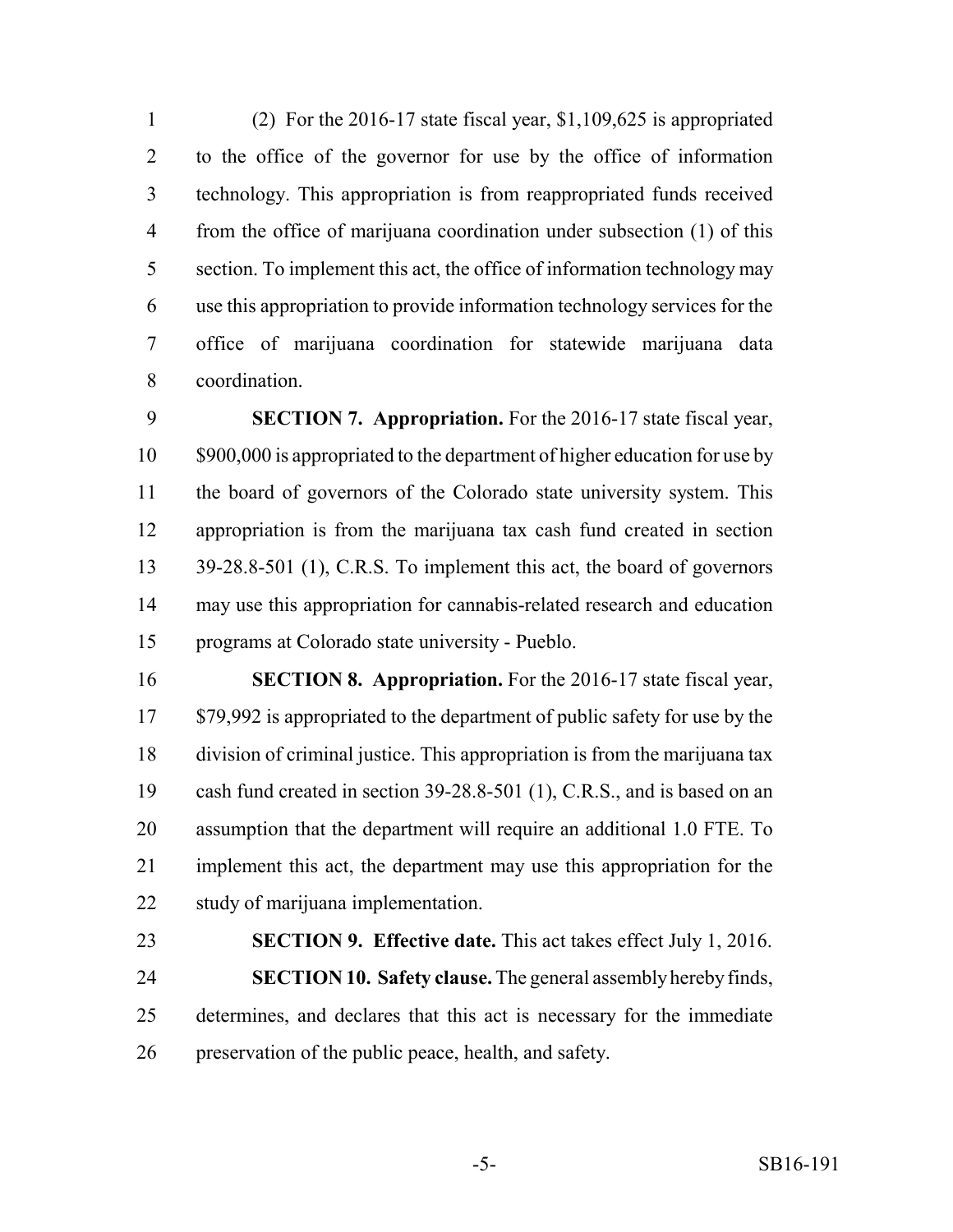(2) For the 2016-17 state fiscal year, $1,109,625 is appropriated to the office of the governor for use by the office of information technology. This appropriation is from reappropriated funds received from the office of marijuana coordination under subsection (1) of this section. To implement this act, the office of information technology may use this appropriation to provide information technology services for the office of marijuana coordination for statewide marijuana data coordination.

**SECTION 7. Appropriation.** For the 2016-17 state fiscal year, $900,000 is appropriated to the department of higher education for use by the board of governors of the Colorado state university system. This appropriation is from the marijuana tax cash fund created in section 39-28.8-501 (1), C.R.S. To implement this act, the board of governors may use this appropriation for cannabis-related research and education programs at Colorado state university - Pueblo.

**SECTION 8. Appropriation.** For the 2016-17 state fiscal year, $79,992 is appropriated to the department of public safety for use by the division of criminal justice. This appropriation is from the marijuana tax cash fund created in section 39-28.8-501 (1), C.R.S., and is based on an assumption that the department will require an additional 1.0 FTE. To implement this act, the department may use this appropriation for the study of marijuana implementation.

**SECTION 9. Effective date.** This act takes effect July 1, 2016.

**SECTION 10. Safety clause.** The general assembly hereby finds, determines, and declares that this act is necessary for the immediate preservation of the public peace, health, and safety.